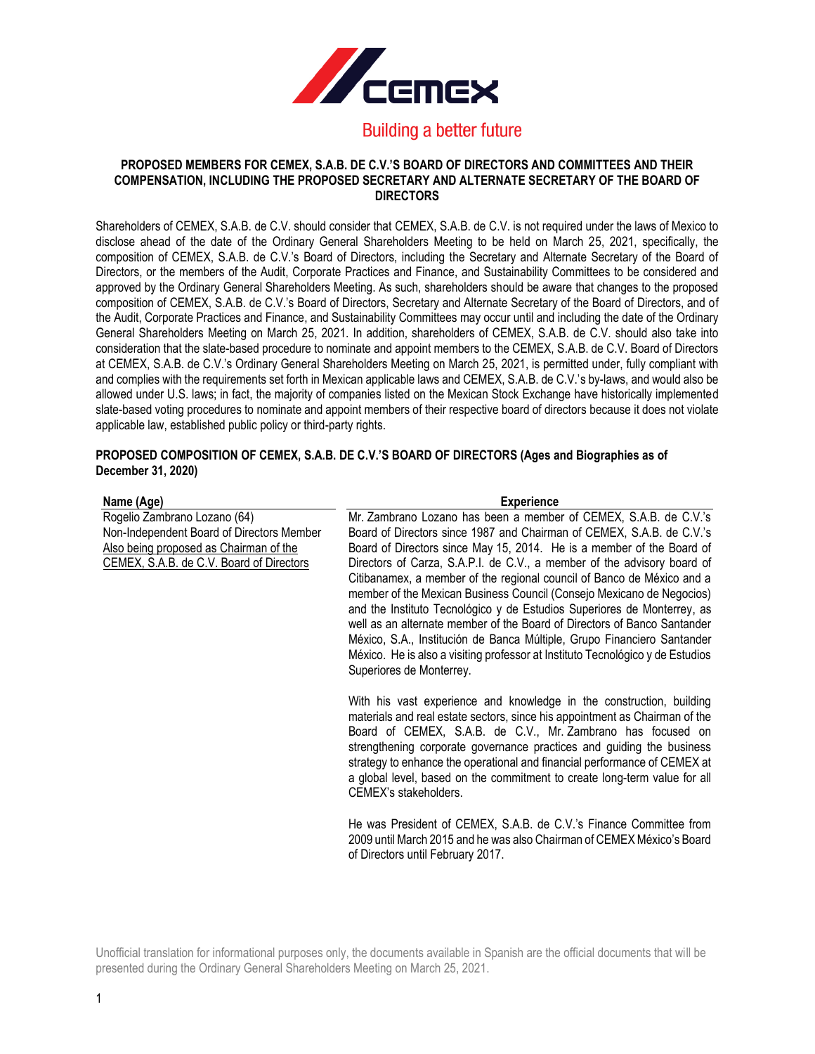Building a better future

**PROPOSED MEMBERS FOR CEMEX, S.A.B. DE C.V.'S BOARD OF DIRECTORS AND COMMITTEES AND THEIR COMPENSATION, INCLUDING THE PROPOSED SECRETARY AND ALTERNATE SECRETARY OF THE BOARD OF DIRECTORS**

Shareholders of CEMEX, S.A.B. de C.V. should consider that CEMEX, S.A.B. de C.V. is not required under the laws of Mexico to disclose ahead of the date of the Ordinary General Shareholders Meeting to be held on March 25, 2021, specifically, the composition of CEMEX, S.A.B. de C.V.'s Board of Directors, including the Secretary and Alternate Secretary of the Board of Directors, or the members of the Audit, Corporate Practices and Finance, and Sustainability Committees to be considered and approved by the Ordinary General Shareholders Meeting. As such, shareholders should be aware that changes to the proposed composition of CEMEX, S.A.B. de C.V.'s Board of Directors, Secretary and Alternate Secretary of the Board of Directors, and of the Audit, Corporate Practices and Finance, and Sustainability Committees may occur until and including the date of the Ordinary General Shareholders Meeting on March 25, 2021. In addition, shareholders of CEMEX, S.A.B. de C.V. should also take into consideration that the slate-based procedure to nominate and appoint members to the CEMEX, S.A.B. de C.V. Board of Directors at CEMEX, S.A.B. de C.V.'s Ordinary General Shareholders Meeting on March 25, 2021, is permitted under, fully compliant with and complies with the requirements set forth in Mexican applicable laws and CEMEX, S.A.B. de C.V.'s by-laws, and would also be allowed under U.S. laws; in fact, the majority of companies listed on the Mexican Stock Exchange have historically implemented slate-based voting procedures to nominate and appoint members of their respective board of directors because it does not violate applicable law, established public policy or third-party rights.

**PROPOSED COMPOSITION OF CEMEX, S.A.B. DE C.V.'S BOARD OF DIRECTORS (Ages and Biographies as of December 31, 2020)**

| Name (Age) | Experience |
|---|---|
| Rogelio Zambrano Lozano (64)<br>Non-Independent Board of Directors Member<br>Also being proposed as Chairman of the CEMEX, S.A.B. de C.V. Board of Directors | Mr. Zambrano Lozano has been a member of CEMEX, S.A.B. de C.V.'s Board of Directors since 1987 and Chairman of CEMEX, S.A.B. de C.V.'s Board of Directors since May 15, 2014. He is a member of the Board of Directors of Carza, S.A.P.I. de C.V., a member of the advisory board of Citibanamex, a member of the regional council of Banco de México and a member of the Mexican Business Council (Consejo Mexicano de Negocios) and the Instituto Tecnológico y de Estudios Superiores de Monterrey, as well as an alternate member of the Board of Directors of Banco Santander México, S.A., Institución de Banca Múltiple, Grupo Financiero Santander México. He is also a visiting professor at Instituto Tecnológico y de Estudios Superiores de Monterrey.<br><br>With his vast experience and knowledge in the construction, building materials and real estate sectors, since his appointment as Chairman of the Board of CEMEX, S.A.B. de C.V., Mr. Zambrano has focused on strengthening corporate governance practices and guiding the business strategy to enhance the operational and financial performance of CEMEX at a global level, based on the commitment to create long-term value for all CEMEX's stakeholders.<br><br>He was President of CEMEX, S.A.B. de C.V.'s Finance Committee from 2009 until March 2015 and he was also Chairman of CEMEX México's Board of Directors until February 2017. |

Unofficial translation for informational purposes only, the documents available in Spanish are the official documents that will be presented during the Ordinary General Shareholders Meeting on March 25, 2021.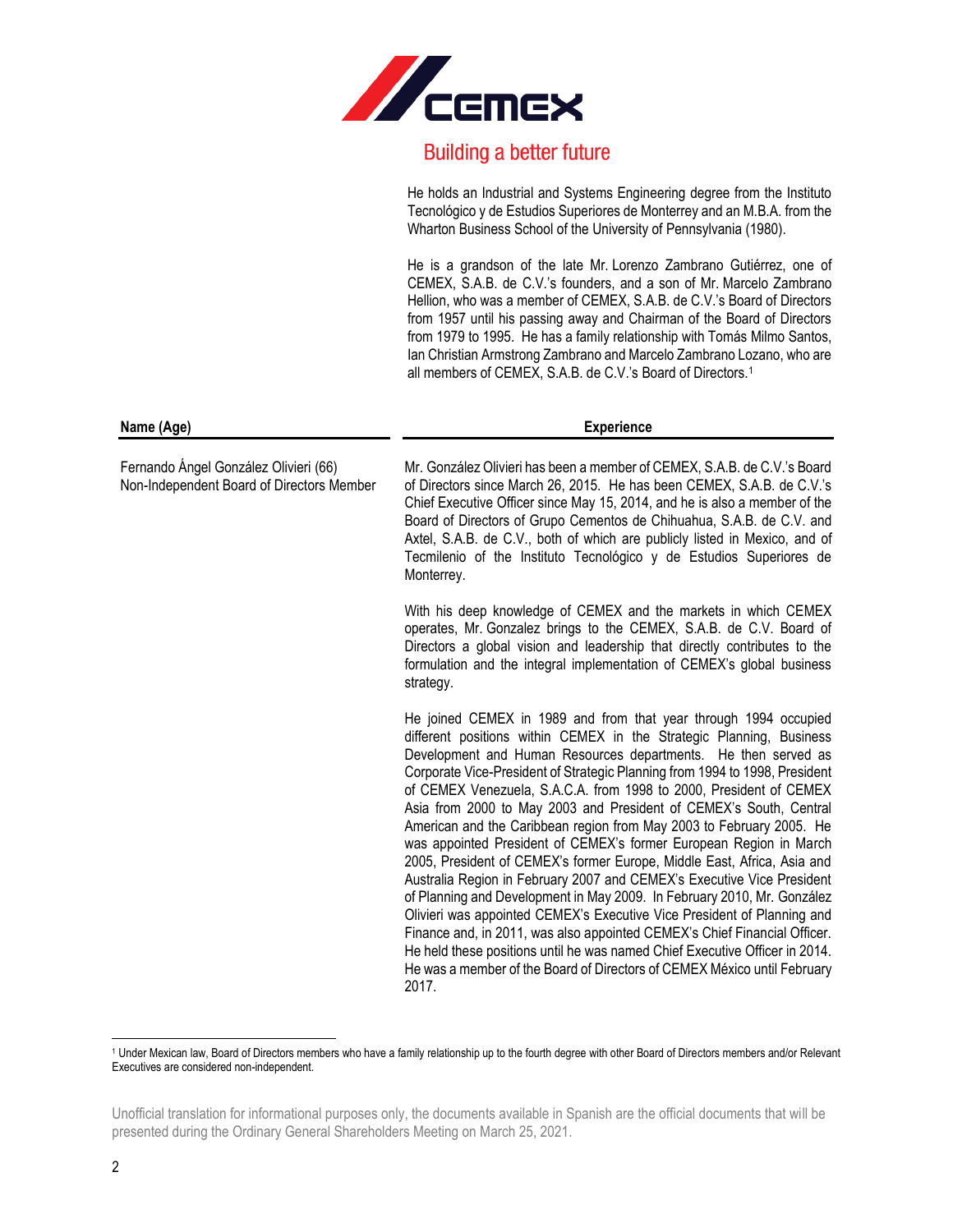He holds an Industrial and Systems Engineering degree from the Instituto Tecnológico y de Estudios Superiores de Monterrey and an M.B.A. from the Wharton Business School of the University of Pennsylvania (1980).

He is a grandson of the late Mr. Lorenzo Zambrano Gutiérrez, one of CEMEX, S.A.B. de C.V.'s founders, and a son of Mr. Marcelo Zambrano Hellion, who was a member of CEMEX, S.A.B. de C.V.'s Board of Directors from 1957 until his passing away and Chairman of the Board of Directors from 1979 to 1995. He has a family relationship with Tomás Milmo Santos, Ian Christian Armstrong Zambrano and Marcelo Zambrano Lozano, who are all members of CEMEX, S.A.B. de C.V.'s Board of Directors.[1]

| Name (Age) | Experience |
|---|---|
| Fernando Ángel González Olivieri (66)<br>Non-Independent Board of Directors Member | Mr. González Olivieri has been a member of CEMEX, S.A.B. de C.V.'s Board of Directors since March 26, 2015. He has been CEMEX, S.A.B. de C.V.'s Chief Executive Officer since May 15, 2014, and he is also a member of the Board of Directors of Grupo Cementos de Chihuahua, S.A.B. de C.V. and Axtel, S.A.B. de C.V., both of which are publicly listed in Mexico, and of Tecmilenio of the Instituto Tecnológico y de Estudios Superiores de Monterrey.<br><br>With his deep knowledge of CEMEX and the markets in which CEMEX operates, Mr. Gonzalez brings to the CEMEX, S.A.B. de C.V. Board of Directors a global vision and leadership that directly contributes to the formulation and the integral implementation of CEMEX's global business strategy.<br><br>He joined CEMEX in 1989 and from that year through 1994 occupied different positions within CEMEX in the Strategic Planning, Business Development and Human Resources departments. He then served as Corporate Vice-President of Strategic Planning from 1994 to 1998, President of CEMEX Venezuela, S.A.C.A. from 1998 to 2000, President of CEMEX Asia from 2000 to May 2003 and President of CEMEX's South, Central American and the Caribbean region from May 2003 to February 2005. He was appointed President of CEMEX's former European Region in March 2005, President of CEMEX's former Europe, Middle East, Africa, Asia and Australia Region in February 2007 and CEMEX's Executive Vice President of Planning and Development in May 2009. In February 2010, Mr. González Olivieri was appointed CEMEX's Executive Vice President of Planning and Finance and, in 2011, was also appointed CEMEX's Chief Financial Officer. He held these positions until he was named Chief Executive Officer in 2014. He was a member of the Board of Directors of CEMEX México until February 2017. |

[1] Under Mexican law, Board of Directors members who have a family relationship up to the fourth degree with other Board of Directors members and/or Relevant Executives are considered non-independent.

Unofficial translation for informational purposes only, the documents available in Spanish are the official documents that will be presented during the Ordinary General Shareholders Meeting on March 25, 2021.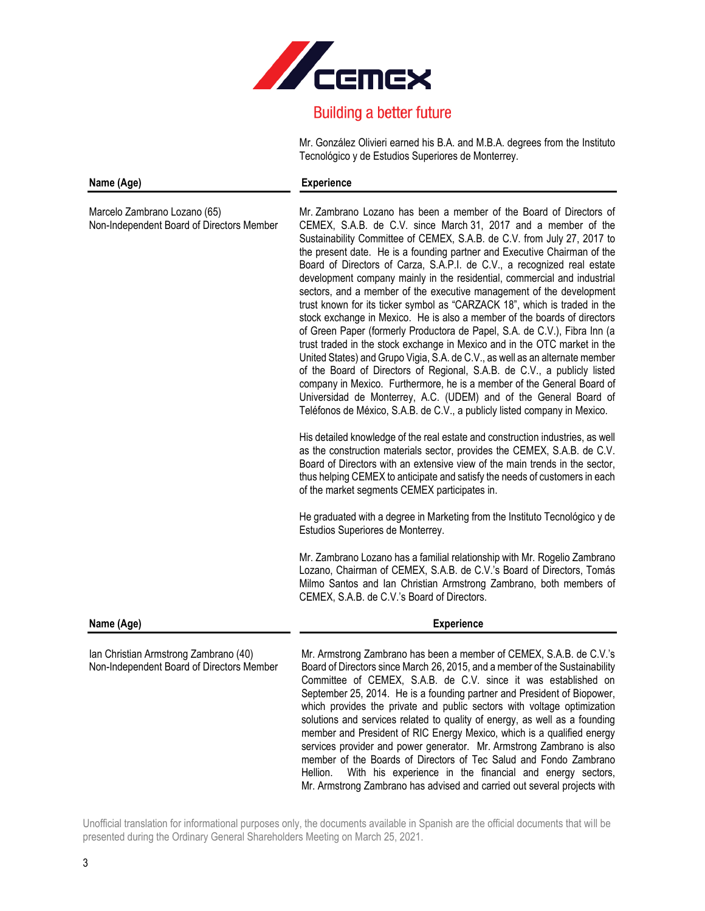Mr. González Olivieri earned his B.A. and M.B.A. degrees from the Instituto Tecnológico y de Estudios Superiores de Monterrey.

| Name (Age) | Experience |
|---|---|
| Marcelo Zambrano Lozano (65)<br>Non-Independent Board of Directors Member | Mr. Zambrano Lozano has been a member of the Board of Directors of CEMEX, S.A.B. de C.V. since March 31, 2017 and a member of the Sustainability Committee of CEMEX, S.A.B. de C.V. from July 27, 2017 to the present date. He is a founding partner and Executive Chairman of the Board of Directors of Carza, S.A.P.I. de C.V., a recognized real estate development company mainly in the residential, commercial and industrial sectors, and a member of the executive management of the development trust known for its ticker symbol as "CARZACK 18", which is traded in the stock exchange in Mexico. He is also a member of the boards of directors of Green Paper (formerly Productora de Papel, S.A. de C.V.), Fibra Inn (a trust traded in the stock exchange in Mexico and in the OTC market in the United States) and Grupo Vigia, S.A. de C.V., as well as an alternate member of the Board of Directors of Regional, S.A.B. de C.V., a publicly listed company in Mexico. Furthermore, he is a member of the General Board of Universidad de Monterrey, A.C. (UDEM) and of the General Board of Teléfonos de México, S.A.B. de C.V., a publicly listed company in Mexico.<br><br>His detailed knowledge of the real estate and construction industries, as well as the construction materials sector, provides the CEMEX, S.A.B. de C.V. Board of Directors with an extensive view of the main trends in the sector, thus helping CEMEX to anticipate and satisfy the needs of customers in each of the market segments CEMEX participates in.<br><br>He graduated with a degree in Marketing from the Instituto Tecnológico y de Estudios Superiores de Monterrey.<br><br>Mr. Zambrano Lozano has a familial relationship with Mr. Rogelio Zambrano Lozano, Chairman of CEMEX, S.A.B. de C.V.'s Board of Directors, Tomás Milmo Santos and Ian Christian Armstrong Zambrano, both members of CEMEX, S.A.B. de C.V.'s Board of Directors. |

| Name (Age) | Experience |
|---|---|
| Ian Christian Armstrong Zambrano (40)<br>Non-Independent Board of Directors Member | Mr. Armstrong Zambrano has been a member of CEMEX, S.A.B. de C.V.'s Board of Directors since March 26, 2015, and a member of the Sustainability Committee of CEMEX, S.A.B. de C.V. since it was established on September 25, 2014. He is a founding partner and President of Biopower, which provides the private and public sectors with voltage optimization solutions and services related to quality of energy, as well as a founding member and President of RIC Energy Mexico, which is a qualified energy services provider and power generator. Mr. Armstrong Zambrano is also member of the Boards of Directors of Tec Salud and Fondo Zambrano Hellion. With his experience in the financial and energy sectors, Mr. Armstrong Zambrano has advised and carried out several projects with |

Unofficial translation for informational purposes only, the documents available in Spanish are the official documents that will be presented during the Ordinary General Shareholders Meeting on March 25, 2021.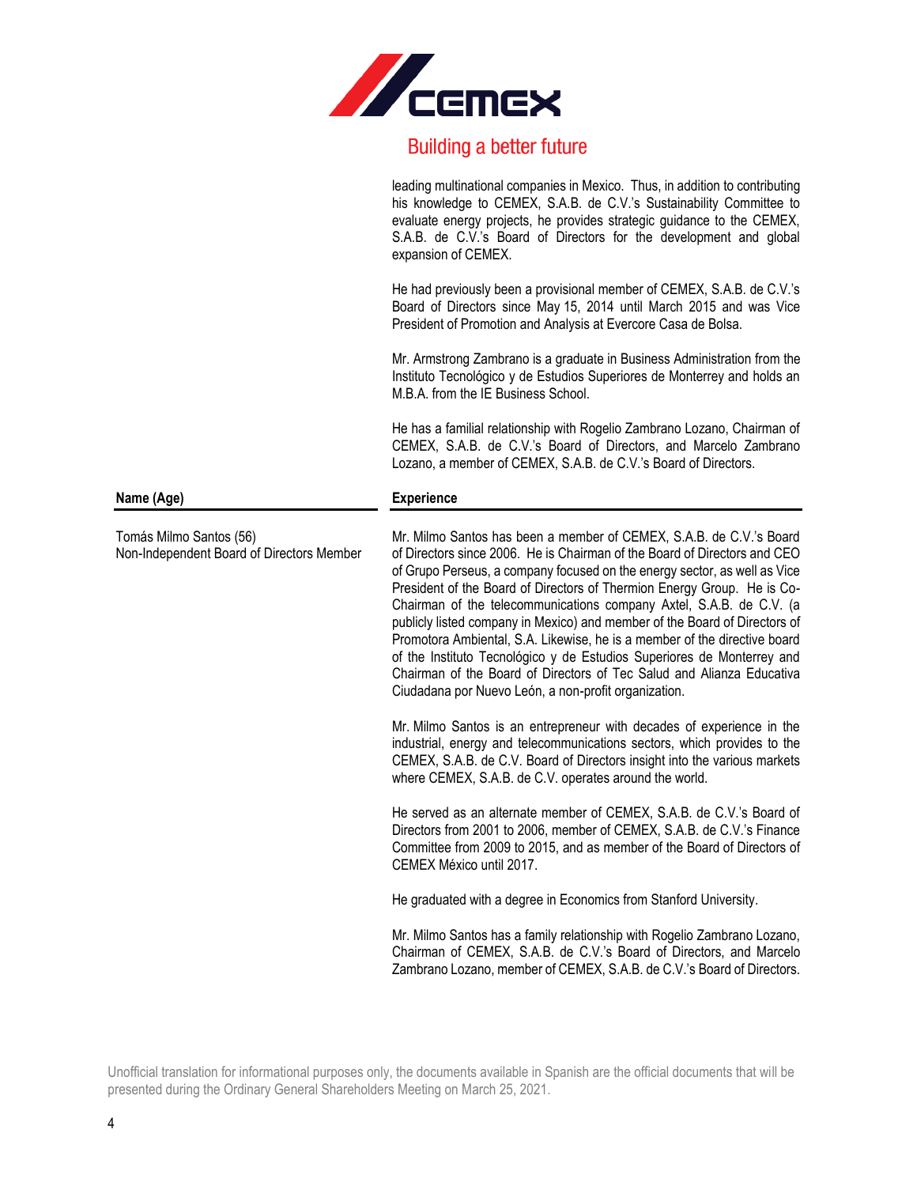leading multinational companies in Mexico. Thus, in addition to contributing his knowledge to CEMEX, S.A.B. de C.V.'s Sustainability Committee to evaluate energy projects, he provides strategic guidance to the CEMEX, S.A.B. de C.V.'s Board of Directors for the development and global expansion of CEMEX.

He had previously been a provisional member of CEMEX, S.A.B. de C.V.'s Board of Directors since May 15, 2014 until March 2015 and was Vice President of Promotion and Analysis at Evercore Casa de Bolsa.

Mr. Armstrong Zambrano is a graduate in Business Administration from the Instituto Tecnológico y de Estudios Superiores de Monterrey and holds an M.B.A. from the IE Business School.

He has a familial relationship with Rogelio Zambrano Lozano, Chairman of CEMEX, S.A.B. de C.V.'s Board of Directors, and Marcelo Zambrano Lozano, a member of CEMEX, S.A.B. de C.V.'s Board of Directors.

| Name (Age) | Experience |
|---|---|
| Tomás Milmo Santos (56)<br>Non-Independent Board of Directors Member | Mr. Milmo Santos has been a member of CEMEX, S.A.B. de C.V.'s Board of Directors since 2006. He is Chairman of the Board of Directors and CEO of Grupo Perseus, a company focused on the energy sector, as well as Vice President of the Board of Directors of Thermion Energy Group. He is Co-Chairman of the telecommunications company Axtel, S.A.B. de C.V. (a publicly listed company in Mexico) and member of the Board of Directors of Promotora Ambiental, S.A. Likewise, he is a member of the directive board of the Instituto Tecnológico y de Estudios Superiores de Monterrey and Chairman of the Board of Directors of Tec Salud and Alianza Educativa Ciudadana por Nuevo León, a non-profit organization.<br><br>Mr. Milmo Santos is an entrepreneur with decades of experience in the industrial, energy and telecommunications sectors, which provides to the CEMEX, S.A.B. de C.V. Board of Directors insight into the various markets where CEMEX, S.A.B. de C.V. operates around the world.<br><br>He served as an alternate member of CEMEX, S.A.B. de C.V.'s Board of Directors from 2001 to 2006, member of CEMEX, S.A.B. de C.V.'s Finance Committee from 2009 to 2015, and as member of the Board of Directors of CEMEX México until 2017.<br><br>He graduated with a degree in Economics from Stanford University.<br><br>Mr. Milmo Santos has a family relationship with Rogelio Zambrano Lozano, Chairman of CEMEX, S.A.B. de C.V.'s Board of Directors, and Marcelo Zambrano Lozano, member of CEMEX, S.A.B. de C.V.'s Board of Directors. |

Unofficial translation for informational purposes only, the documents available in Spanish are the official documents that will be presented during the Ordinary General Shareholders Meeting on March 25, 2021.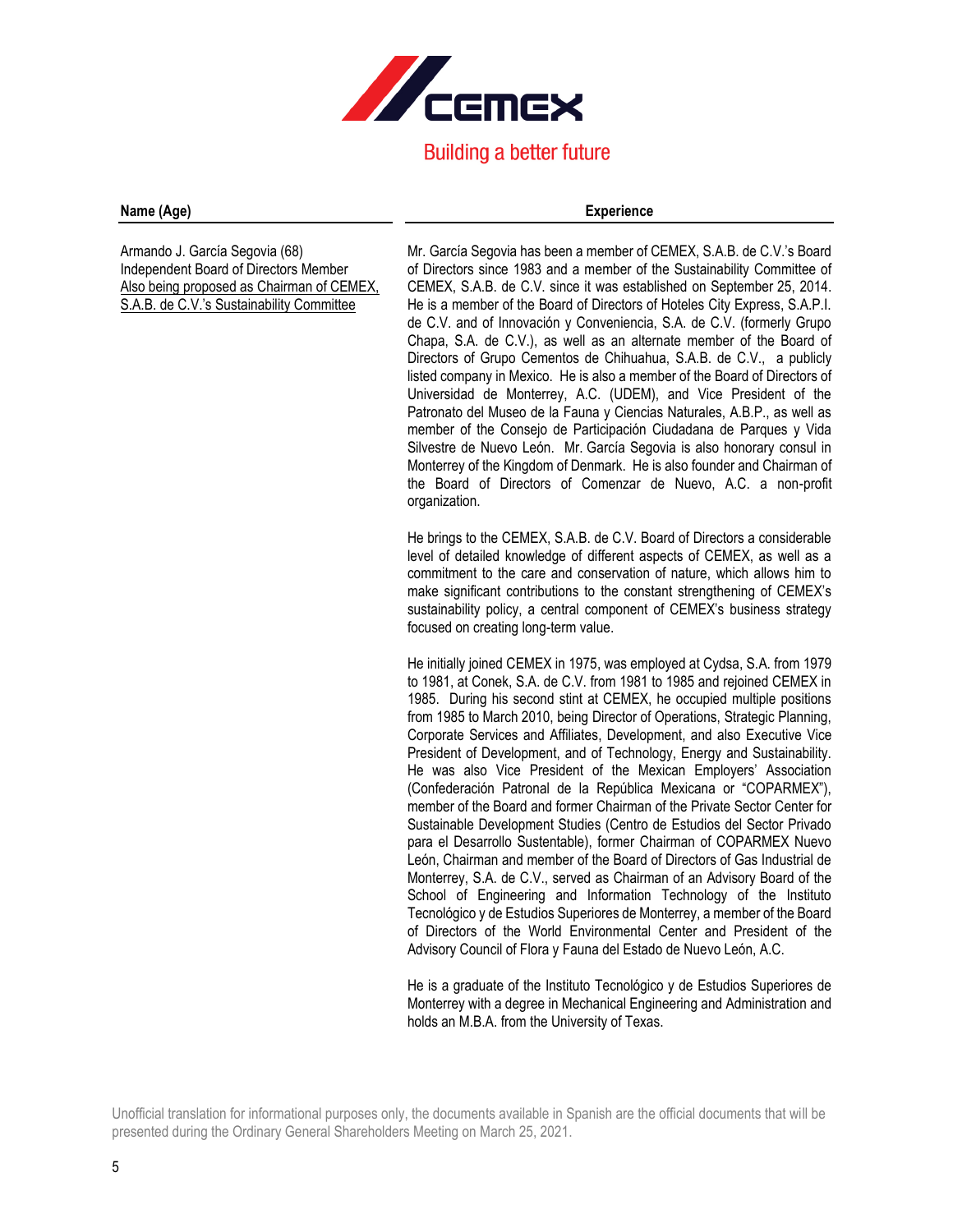| Name (Age) | Experience |
|---|---|
| Armando J. García Segovia (68)<br>Independent Board of Directors Member<br>Also being proposed as Chairman of CEMEX, S.A.B. de C.V.'s Sustainability Committee | Mr. García Segovia has been a member of CEMEX, S.A.B. de C.V.'s Board of Directors since 1983 and a member of the Sustainability Committee of CEMEX, S.A.B. de C.V. since it was established on September 25, 2014. He is a member of the Board of Directors of Hoteles City Express, S.A.P.I. de C.V. and of Innovación y Conveniencia, S.A. de C.V. (formerly Grupo Chapa, S.A. de C.V.), as well as an alternate member of the Board of Directors of Grupo Cementos de Chihuahua, S.A.B. de C.V., a publicly listed company in Mexico. He is also a member of the Board of Directors of Universidad de Monterrey, A.C. (UDEM), and Vice President of the Patronato del Museo de la Fauna y Ciencias Naturales, A.B.P., as well as member of the Consejo de Participación Ciudadana de Parques y Vida Silvestre de Nuevo León. Mr. García Segovia is also honorary consul in Monterrey of the Kingdom of Denmark. He is also founder and Chairman of the Board of Directors of Comenzar de Nuevo, A.C. a non-profit organization.<br><br>He brings to the CEMEX, S.A.B. de C.V. Board of Directors a considerable level of detailed knowledge of different aspects of CEMEX, as well as a commitment to the care and conservation of nature, which allows him to make significant contributions to the constant strengthening of CEMEX's sustainability policy, a central component of CEMEX's business strategy focused on creating long-term value.<br><br>He initially joined CEMEX in 1975, was employed at Cydsa, S.A. from 1979 to 1981, at Conek, S.A. de C.V. from 1981 to 1985 and rejoined CEMEX in 1985. During his second stint at CEMEX, he occupied multiple positions from 1985 to March 2010, being Director of Operations, Strategic Planning, Corporate Services and Affiliates, Development, and also Executive Vice President of Development, and of Technology, Energy and Sustainability. He was also Vice President of the Mexican Employers' Association (Confederación Patronal de la República Mexicana or "COPARMEX"), member of the Board and former Chairman of the Private Sector Center for Sustainable Development Studies (Centro de Estudios del Sector Privado para el Desarrollo Sustentable), former Chairman of COPARMEX Nuevo León, Chairman and member of the Board of Directors of Gas Industrial de Monterrey, S.A. de C.V., served as Chairman of an Advisory Board of the School of Engineering and Information Technology of the Instituto Tecnológico y de Estudios Superiores de Monterrey, a member of the Board of Directors of the World Environmental Center and President of the Advisory Council of Flora y Fauna del Estado de Nuevo León, A.C.<br><br>He is a graduate of the Instituto Tecnológico y de Estudios Superiores de Monterrey with a degree in Mechanical Engineering and Administration and holds an M.B.A. from the University of Texas. |

Unofficial translation for informational purposes only, the documents available in Spanish are the official documents that will be presented during the Ordinary General Shareholders Meeting on March 25, 2021.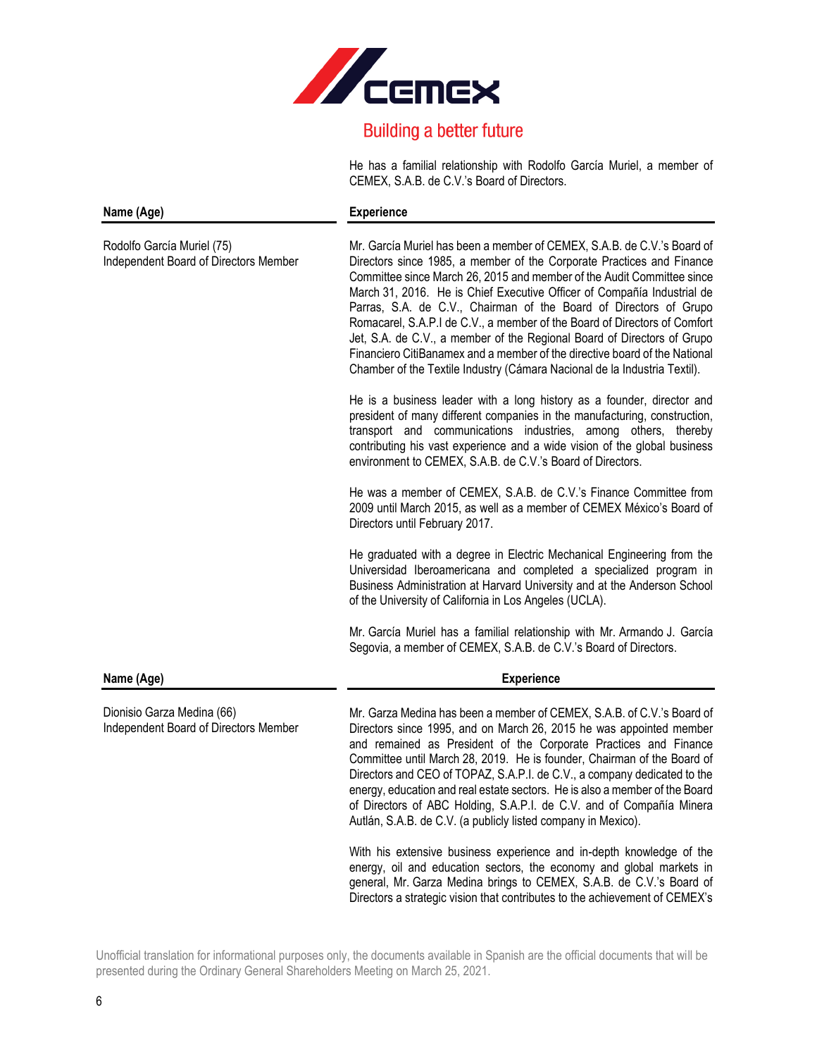He has a familial relationship with Rodolfo García Muriel, a member of CEMEX, S.A.B. de C.V.'s Board of Directors.

| Name (Age) | Experience |
|---|---|
| Rodolfo García Muriel (75)<br>Independent Board of Directors Member | Mr. García Muriel has been a member of CEMEX, S.A.B. de C.V.'s Board of Directors since 1985, a member of the Corporate Practices and Finance Committee since March 26, 2015 and member of the Audit Committee since March 31, 2016. He is Chief Executive Officer of Compañía Industrial de Parras, S.A. de C.V., Chairman of the Board of Directors of Grupo Romacarel, S.A.P.I de C.V., a member of the Board of Directors of Comfort Jet, S.A. de C.V., a member of the Regional Board of Directors of Grupo Financiero CitiBanamex and a member of the directive board of the National Chamber of the Textile Industry (Cámara Nacional de la Industria Textil).<br><br>He is a business leader with a long history as a founder, director and president of many different companies in the manufacturing, construction, transport and communications industries, among others, thereby contributing his vast experience and a wide vision of the global business environment to CEMEX, S.A.B. de C.V.'s Board of Directors.<br><br>He was a member of CEMEX, S.A.B. de C.V.'s Finance Committee from 2009 until March 2015, as well as a member of CEMEX México's Board of Directors until February 2017.<br><br>He graduated with a degree in Electric Mechanical Engineering from the Universidad Iberoamericana and completed a specialized program in Business Administration at Harvard University and at the Anderson School of the University of California in Los Angeles (UCLA).<br><br>Mr. García Muriel has a familial relationship with Mr. Armando J. García Segovia, a member of CEMEX, S.A.B. de C.V.'s Board of Directors. |

| Name (Age) | Experience |
|---|---|
| Dionisio Garza Medina (66)<br>Independent Board of Directors Member | Mr. Garza Medina has been a member of CEMEX, S.A.B. of C.V.'s Board of Directors since 1995, and on March 26, 2015 he was appointed member and remained as President of the Corporate Practices and Finance Committee until March 28, 2019. He is founder, Chairman of the Board of Directors and CEO of TOPAZ, S.A.P.I. de C.V., a company dedicated to the energy, education and real estate sectors. He is also a member of the Board of Directors of ABC Holding, S.A.P.I. de C.V. and of Compañía Minera Autlán, S.A.B. de C.V. (a publicly listed company in Mexico).<br><br>With his extensive business experience and in-depth knowledge of the energy, oil and education sectors, the economy and global markets in general, Mr. Garza Medina brings to CEMEX, S.A.B. de C.V.'s Board of Directors a strategic vision that contributes to the achievement of CEMEX's |

Unofficial translation for informational purposes only, the documents available in Spanish are the official documents that will be presented during the Ordinary General Shareholders Meeting on March 25, 2021.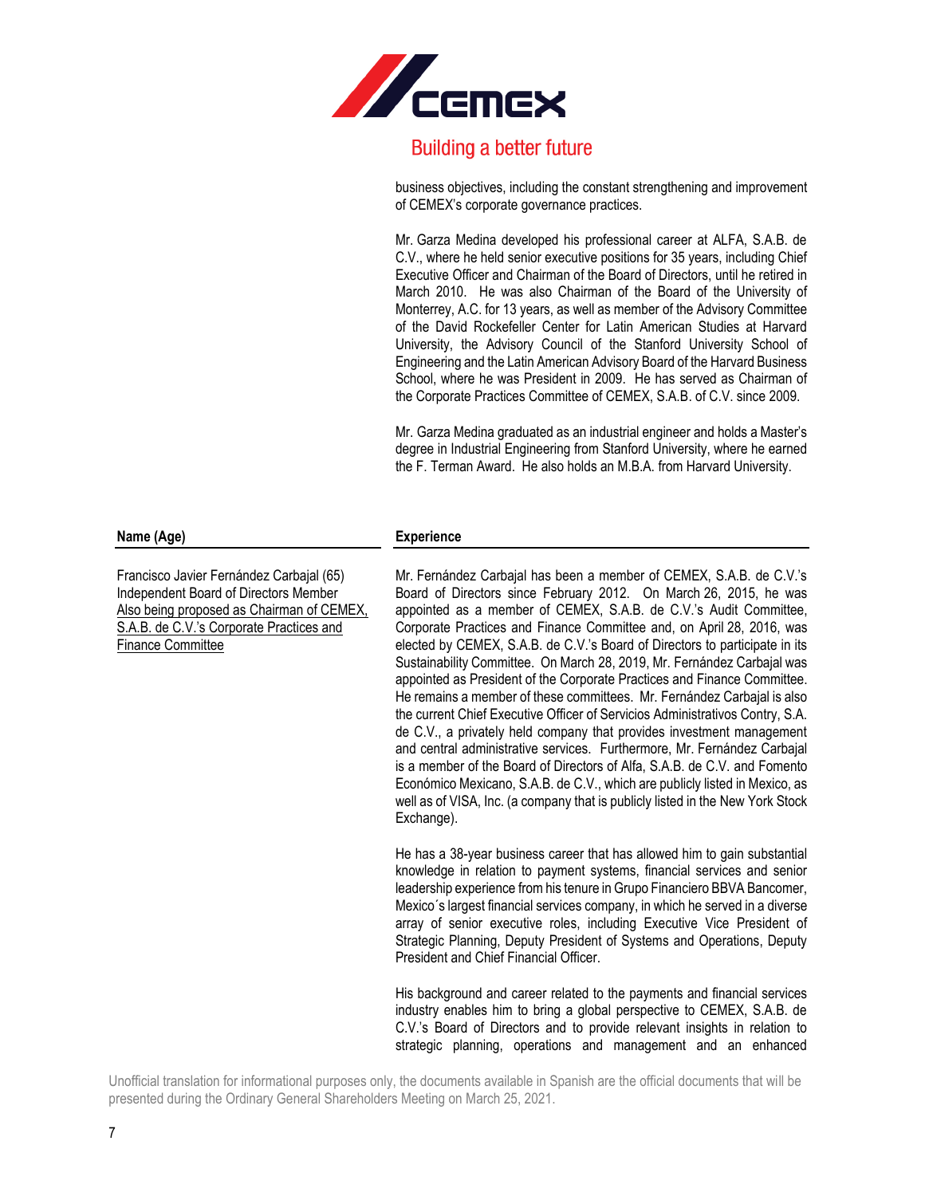business objectives, including the constant strengthening and improvement of CEMEX's corporate governance practices.

Mr. Garza Medina developed his professional career at ALFA, S.A.B. de C.V., where he held senior executive positions for 35 years, including Chief Executive Officer and Chairman of the Board of Directors, until he retired in March 2010. He was also Chairman of the Board of the University of Monterrey, A.C. for 13 years, as well as member of the Advisory Committee of the David Rockefeller Center for Latin American Studies at Harvard University, the Advisory Council of the Stanford University School of Engineering and the Latin American Advisory Board of the Harvard Business School, where he was President in 2009. He has served as Chairman of the Corporate Practices Committee of CEMEX, S.A.B. of C.V. since 2009.

Mr. Garza Medina graduated as an industrial engineer and holds a Master's degree in Industrial Engineering from Stanford University, where he earned the F. Terman Award. He also holds an M.B.A. from Harvard University.

| Name (Age) | Experience |
| --- | --- |
| Francisco Javier Fernández Carbajal (65)<br>Independent Board of Directors Member<br><u>Also being proposed as Chairman of CEMEX, S.A.B. de C.V.'s Corporate Practices and Finance Committee</u> | Mr. Fernández Carbajal has been a member of CEMEX, S.A.B. de C.V.'s Board of Directors since February 2012. On March 26, 2015, he was appointed as a member of CEMEX, S.A.B. de C.V.'s Audit Committee, Corporate Practices and Finance Committee and, on April 28, 2016, was elected by CEMEX, S.A.B. de C.V.'s Board of Directors to participate in its Sustainability Committee. On March 28, 2019, Mr. Fernández Carbajal was appointed as President of the Corporate Practices and Finance Committee. He remains a member of these committees. Mr. Fernández Carbajal is also the current Chief Executive Officer of Servicios Administrativos Contry, S.A. de C.V., a privately held company that provides investment management and central administrative services. Furthermore, Mr. Fernández Carbajal is a member of the Board of Directors of Alfa, S.A.B. de C.V. and Fomento Económico Mexicano, S.A.B. de C.V., which are publicly listed in Mexico, as well as of VISA, Inc. (a company that is publicly listed in the New York Stock Exchange).<br><br>He has a 38-year business career that has allowed him to gain substantial knowledge in relation to payment systems, financial services and senior leadership experience from his tenure in Grupo Financiero BBVA Bancomer, Mexico´s largest financial services company, in which he served in a diverse array of senior executive roles, including Executive Vice President of Strategic Planning, Deputy President of Systems and Operations, Deputy President and Chief Financial Officer.<br><br>His background and career related to the payments and financial services industry enables him to bring a global perspective to CEMEX, S.A.B. de C.V.'s Board of Directors and to provide relevant insights in relation to strategic planning, operations and management and an enhanced |

Unofficial translation for informational purposes only, the documents available in Spanish are the official documents that will be presented during the Ordinary General Shareholders Meeting on March 25, 2021.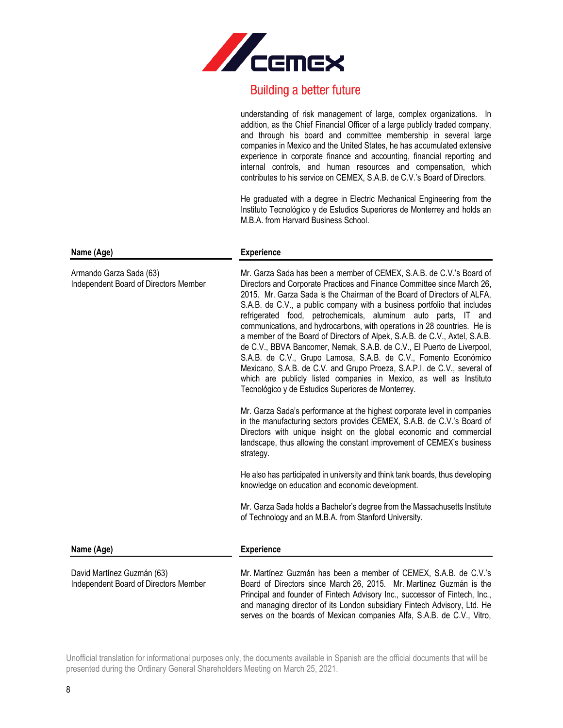understanding of risk management of large, complex organizations. In addition, as the Chief Financial Officer of a large publicly traded company, and through his board and committee membership in several large companies in Mexico and the United States, he has accumulated extensive experience in corporate finance and accounting, financial reporting and internal controls, and human resources and compensation, which contributes to his service on CEMEX, S.A.B. de C.V.'s Board of Directors.

He graduated with a degree in Electric Mechanical Engineering from the Instituto Tecnológico y de Estudios Superiores de Monterrey and holds an M.B.A. from Harvard Business School.

| Name (Age) | Experience |
|---|---|
| Armando Garza Sada (63)<br>Independent Board of Directors Member | Mr. Garza Sada has been a member of CEMEX, S.A.B. de C.V.'s Board of Directors and Corporate Practices and Finance Committee since March 26, 2015. Mr. Garza Sada is the Chairman of the Board of Directors of ALFA, S.A.B. de C.V., a public company with a business portfolio that includes refrigerated food, petrochemicals, aluminum auto parts, IT and communications, and hydrocarbons, with operations in 28 countries. He is a member of the Board of Directors of Alpek, S.A.B. de C.V., Axtel, S.A.B. de C.V., BBVA Bancomer, Nemak, S.A.B. de C.V., El Puerto de Liverpool, S.A.B. de C.V., Grupo Lamosa, S.A.B. de C.V., Fomento Económico Mexicano, S.A.B. de C.V. and Grupo Proeza, S.A.P.I. de C.V., several of which are publicly listed companies in Mexico, as well as Instituto Tecnológico y de Estudios Superiores de Monterrey.<br><br>Mr. Garza Sada's performance at the highest corporate level in companies in the manufacturing sectors provides CEMEX, S.A.B. de C.V.'s Board of Directors with unique insight on the global economic and commercial landscape, thus allowing the constant improvement of CEMEX's business strategy.<br><br>He also has participated in university and think tank boards, thus developing knowledge on education and economic development.<br><br>Mr. Garza Sada holds a Bachelor's degree from the Massachusetts Institute of Technology and an M.B.A. from Stanford University. |

| Name (Age) | Experience |
|---|---|
| David Martínez Guzmán (63)<br>Independent Board of Directors Member | Mr. Martínez Guzmán has been a member of CEMEX, S.A.B. de C.V.'s Board of Directors since March 26, 2015. Mr. Martínez Guzmán is the Principal and founder of Fintech Advisory Inc., successor of Fintech, Inc., and managing director of its London subsidiary Fintech Advisory, Ltd. He serves on the boards of Mexican companies Alfa, S.A.B. de C.V., Vitro, |

Unofficial translation for informational purposes only, the documents available in Spanish are the official documents that will be presented during the Ordinary General Shareholders Meeting on March 25, 2021.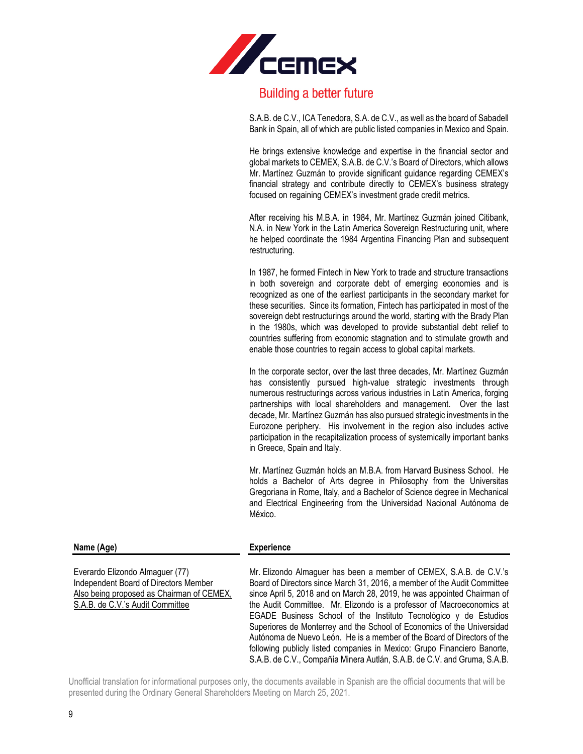S.A.B. de C.V., ICA Tenedora, S.A. de C.V., as well as the board of Sabadell Bank in Spain, all of which are public listed companies in Mexico and Spain.

He brings extensive knowledge and expertise in the financial sector and global markets to CEMEX, S.A.B. de C.V.'s Board of Directors, which allows Mr. Martínez Guzmán to provide significant guidance regarding CEMEX's financial strategy and contribute directly to CEMEX's business strategy focused on regaining CEMEX's investment grade credit metrics.

After receiving his M.B.A. in 1984, Mr. Martínez Guzmán joined Citibank, N.A. in New York in the Latin America Sovereign Restructuring unit, where he helped coordinate the 1984 Argentina Financing Plan and subsequent restructuring.

In 1987, he formed Fintech in New York to trade and structure transactions in both sovereign and corporate debt of emerging economies and is recognized as one of the earliest participants in the secondary market for these securities. Since its formation, Fintech has participated in most of the sovereign debt restructurings around the world, starting with the Brady Plan in the 1980s, which was developed to provide substantial debt relief to countries suffering from economic stagnation and to stimulate growth and enable those countries to regain access to global capital markets.

In the corporate sector, over the last three decades, Mr. Martínez Guzmán has consistently pursued high-value strategic investments through numerous restructurings across various industries in Latin America, forging partnerships with local shareholders and management. Over the last decade, Mr. Martínez Guzmán has also pursued strategic investments in the Eurozone periphery. His involvement in the region also includes active participation in the recapitalization process of systemically important banks in Greece, Spain and Italy.

Mr. Martínez Guzmán holds an M.B.A. from Harvard Business School. He holds a Bachelor of Arts degree in Philosophy from the Universitas Gregoriana in Rome, Italy, and a Bachelor of Science degree in Mechanical and Electrical Engineering from the Universidad Nacional Autónoma de México.

| Name (Age) | Experience |
|---|---|
| Everardo Elizondo Almaguer (77)<br>Independent Board of Directors Member<br>Also being proposed as Chairman of CEMEX, S.A.B. de C.V.'s Audit Committee | Mr. Elizondo Almaguer has been a member of CEMEX, S.A.B. de C.V.'s Board of Directors since March 31, 2016, a member of the Audit Committee since April 5, 2018 and on March 28, 2019, he was appointed Chairman of the Audit Committee. Mr. Elizondo is a professor of Macroeconomics at EGADE Business School of the Instituto Tecnológico y de Estudios Superiores de Monterrey and the School of Economics of the Universidad Autónoma de Nuevo León. He is a member of the Board of Directors of the following publicly listed companies in Mexico: Grupo Financiero Banorte, S.A.B. de C.V., Compañía Minera Autlán, S.A.B. de C.V. and Gruma, S.A.B. |

Unofficial translation for informational purposes only, the documents available in Spanish are the official documents that will be presented during the Ordinary General Shareholders Meeting on March 25, 2021.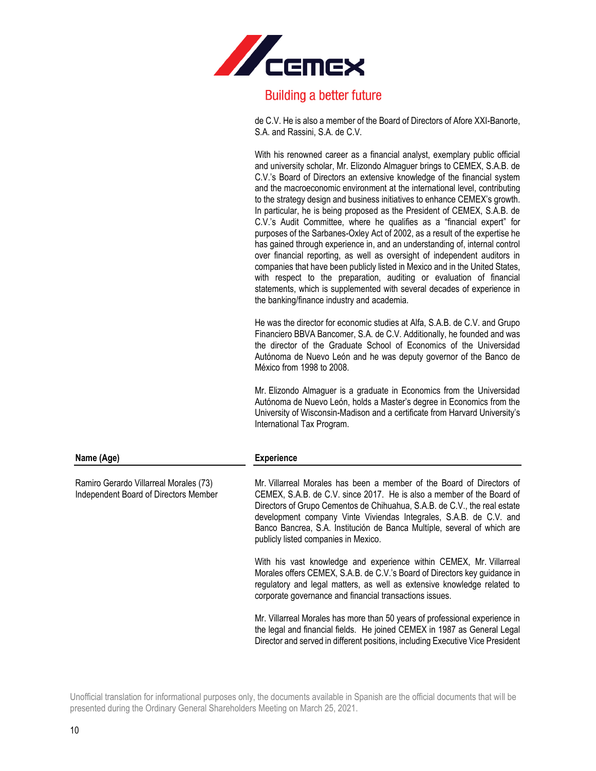de C.V. He is also a member of the Board of Directors of Afore XXI-Banorte, S.A. and Rassini, S.A. de C.V.

With his renowned career as a financial analyst, exemplary public official and university scholar, Mr. Elizondo Almaguer brings to CEMEX, S.A.B. de C.V.'s Board of Directors an extensive knowledge of the financial system and the macroeconomic environment at the international level, contributing to the strategy design and business initiatives to enhance CEMEX's growth. In particular, he is being proposed as the President of CEMEX, S.A.B. de C.V.'s Audit Committee, where he qualifies as a "financial expert" for purposes of the Sarbanes-Oxley Act of 2002, as a result of the expertise he has gained through experience in, and an understanding of, internal control over financial reporting, as well as oversight of independent auditors in companies that have been publicly listed in Mexico and in the United States, with respect to the preparation, auditing or evaluation of financial statements, which is supplemented with several decades of experience in the banking/finance industry and academia.

He was the director for economic studies at Alfa, S.A.B. de C.V. and Grupo Financiero BBVA Bancomer, S.A. de C.V. Additionally, he founded and was the director of the Graduate School of Economics of the Universidad Autónoma de Nuevo León and he was deputy governor of the Banco de México from 1998 to 2008.

Mr. Elizondo Almaguer is a graduate in Economics from the Universidad Autónoma de Nuevo León, holds a Master's degree in Economics from the University of Wisconsin-Madison and a certificate from Harvard University's International Tax Program.

| Name (Age) | Experience |
|---|---|
| Ramiro Gerardo Villarreal Morales (73)<br>Independent Board of Directors Member | Mr. Villarreal Morales has been a member of the Board of Directors of CEMEX, S.A.B. de C.V. since 2017. He is also a member of the Board of Directors of Grupo Cementos de Chihuahua, S.A.B. de C.V., the real estate development company Vinte Viviendas Integrales, S.A.B. de C.V. and Banco Bancrea, S.A. Institución de Banca Multíple, several of which are publicly listed companies in Mexico.<br><br>With his vast knowledge and experience within CEMEX, Mr. Villarreal Morales offers CEMEX, S.A.B. de C.V.'s Board of Directors key guidance in regulatory and legal matters, as well as extensive knowledge related to corporate governance and financial transactions issues.<br><br>Mr. Villarreal Morales has more than 50 years of professional experience in the legal and financial fields. He joined CEMEX in 1987 as General Legal Director and served in different positions, including Executive Vice President |

Unofficial translation for informational purposes only, the documents available in Spanish are the official documents that will be presented during the Ordinary General Shareholders Meeting on March 25, 2021.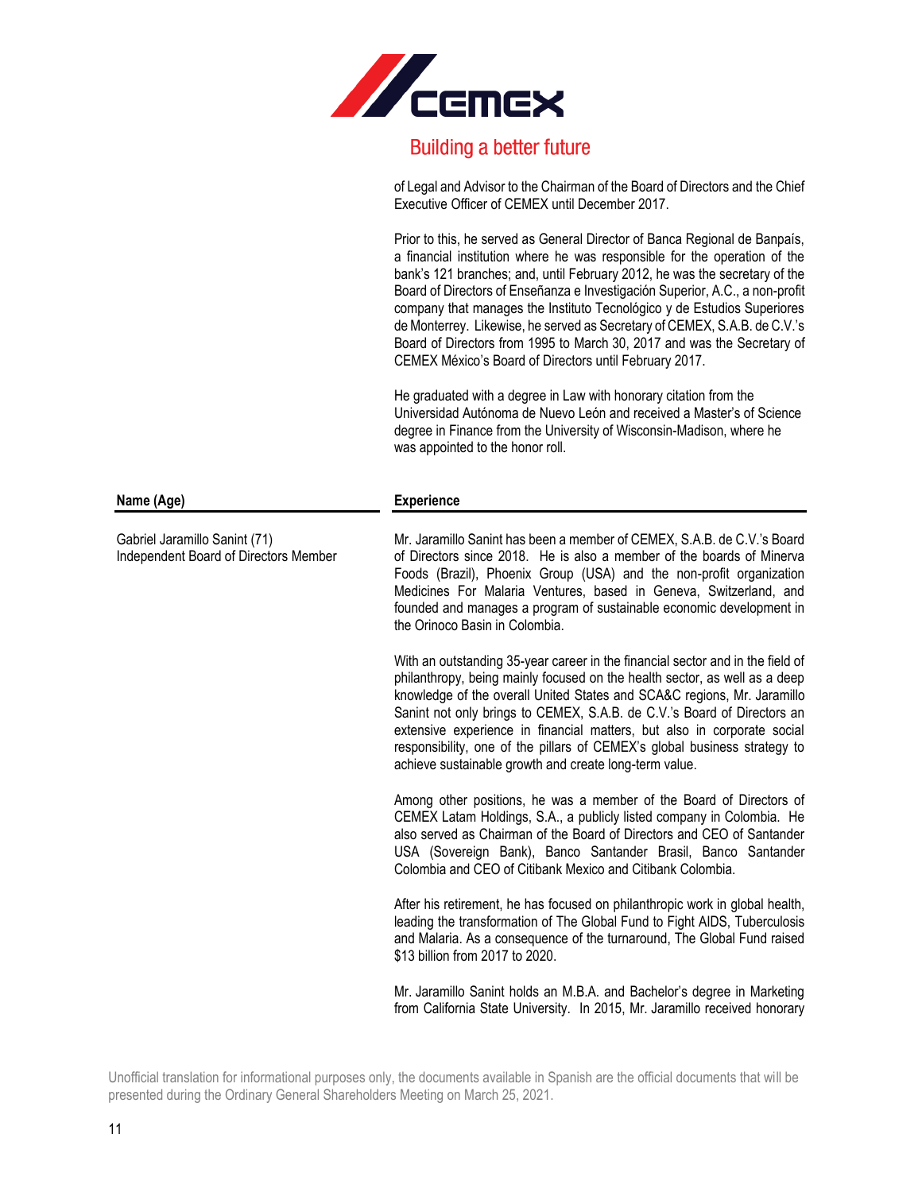of Legal and Advisor to the Chairman of the Board of Directors and the Chief Executive Officer of CEMEX until December 2017.

Prior to this, he served as General Director of Banca Regional de Banpaís, a financial institution where he was responsible for the operation of the bank's 121 branches; and, until February 2012, he was the secretary of the Board of Directors of Enseñanza e Investigación Superior, A.C., a non-profit company that manages the Instituto Tecnológico y de Estudios Superiores de Monterrey. Likewise, he served as Secretary of CEMEX, S.A.B. de C.V.'s Board of Directors from 1995 to March 30, 2017 and was the Secretary of CEMEX México's Board of Directors until February 2017.

He graduated with a degree in Law with honorary citation from the Universidad Autónoma de Nuevo León and received a Master's of Science degree in Finance from the University of Wisconsin-Madison, where he was appointed to the honor roll.

| Name (Age) | Experience |
|---|---|
| Gabriel Jaramillo Sanint (71)<br>Independent Board of Directors Member | Mr. Jaramillo Sanint has been a member of CEMEX, S.A.B. de C.V.'s Board of Directors since 2018. He is also a member of the boards of Minerva Foods (Brazil), Phoenix Group (USA) and the non-profit organization Medicines For Malaria Ventures, based in Geneva, Switzerland, and founded and manages a program of sustainable economic development in the Orinoco Basin in Colombia.<br><br>With an outstanding 35-year career in the financial sector and in the field of philanthropy, being mainly focused on the health sector, as well as a deep knowledge of the overall United States and SCA&C regions, Mr. Jaramillo Sanint not only brings to CEMEX, S.A.B. de C.V.'s Board of Directors an extensive experience in financial matters, but also in corporate social responsibility, one of the pillars of CEMEX's global business strategy to achieve sustainable growth and create long-term value.<br><br>Among other positions, he was a member of the Board of Directors of CEMEX Latam Holdings, S.A., a publicly listed company in Colombia. He also served as Chairman of the Board of Directors and CEO of Santander USA (Sovereign Bank), Banco Santander Brasil, Banco Santander Colombia and CEO of Citibank Mexico and Citibank Colombia.<br><br>After his retirement, he has focused on philanthropic work in global health, leading the transformation of The Global Fund to Fight AIDS, Tuberculosis and Malaria. As a consequence of the turnaround, The Global Fund raised $13 billion from 2017 to 2020.<br><br>Mr. Jaramillo Sanint holds an M.B.A. and Bachelor's degree in Marketing from California State University. In 2015, Mr. Jaramillo received honorary |

Unofficial translation for informational purposes only, the documents available in Spanish are the official documents that will be presented during the Ordinary General Shareholders Meeting on March 25, 2021.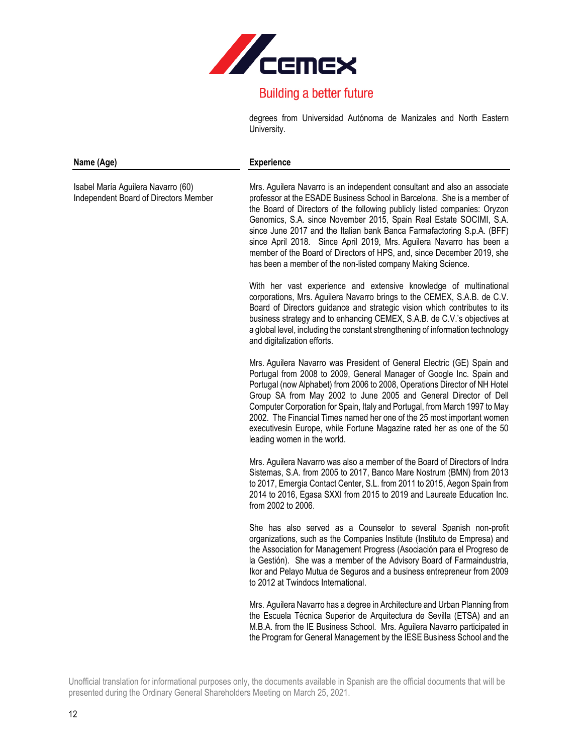degrees from Universidad Autónoma de Manizales and North Eastern University.

| Name (Age) | Experience |
|---|---|
| Isabel María Aguilera Navarro (60) Independent Board of Directors Member | Mrs. Aguilera Navarro is an independent consultant and also an associate professor at the ESADE Business School in Barcelona. She is a member of the Board of Directors of the following publicly listed companies: Oryzon Genomics, S.A. since November 2015, Spain Real Estate SOCIMI, S.A. since June 2017 and the Italian bank Banca Farmafactoring S.p.A. (BFF) since April 2018. Since April 2019, Mrs. Aguilera Navarro has been a member of the Board of Directors of HPS, and, since December 2019, she has been a member of the non-listed company Making Science.<br><br>With her vast experience and extensive knowledge of multinational corporations, Mrs. Aguilera Navarro brings to the CEMEX, S.A.B. de C.V. Board of Directors guidance and strategic vision which contributes to its business strategy and to enhancing CEMEX, S.A.B. de C.V.'s objectives at a global level, including the constant strengthening of information technology and digitalization efforts.<br><br>Mrs. Aguilera Navarro was President of General Electric (GE) Spain and Portugal from 2008 to 2009, General Manager of Google Inc. Spain and Portugal (now Alphabet) from 2006 to 2008, Operations Director of NH Hotel Group SA from May 2002 to June 2005 and General Director of Dell Computer Corporation for Spain, Italy and Portugal, from March 1997 to May 2002. The Financial Times named her one of the 25 most important women executivesin Europe, while Fortune Magazine rated her as one of the 50 leading women in the world.<br><br>Mrs. Aguilera Navarro was also a member of the Board of Directors of Indra Sistemas, S.A. from 2005 to 2017, Banco Mare Nostrum (BMN) from 2013 to 2017, Emergia Contact Center, S.L. from 2011 to 2015, Aegon Spain from 2014 to 2016, Egasa SXXI from 2015 to 2019 and Laureate Education Inc. from 2002 to 2006.<br><br>She has also served as a Counselor to several Spanish non-profit organizations, such as the Companies Institute (Instituto de Empresa) and the Association for Management Progress (Asociación para el Progreso de la Gestión). She was a member of the Advisory Board of Farmaindustria, Ikor and Pelayo Mutua de Seguros and a business entrepreneur from 2009 to 2012 at Twindocs International.<br><br>Mrs. Aguilera Navarro has a degree in Architecture and Urban Planning from the Escuela Técnica Superior de Arquitectura de Sevilla (ETSA) and an M.B.A. from the IE Business School. Mrs. Aguilera Navarro participated in the Program for General Management by the IESE Business School and the |

Unofficial translation for informational purposes only, the documents available in Spanish are the official documents that will be presented during the Ordinary General Shareholders Meeting on March 25, 2021.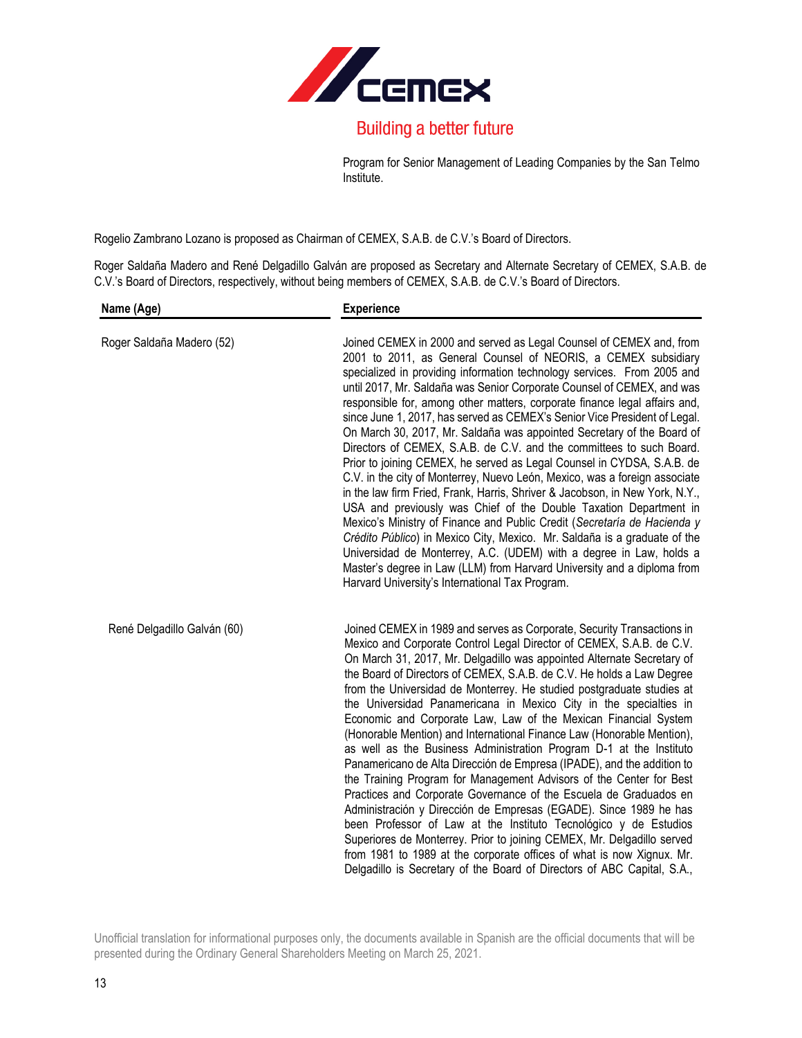Program for Senior Management of Leading Companies by the San Telmo Institute.

Rogelio Zambrano Lozano is proposed as Chairman of CEMEX, S.A.B. de C.V.'s Board of Directors.

Roger Saldaña Madero and René Delgadillo Galván are proposed as Secretary and Alternate Secretary of CEMEX, S.A.B. de C.V.'s Board of Directors, respectively, without being members of CEMEX, S.A.B. de C.V.'s Board of Directors.

| Name (Age) | Experience |
|---|---|
| Roger Saldaña Madero (52) | Joined CEMEX in 2000 and served as Legal Counsel of CEMEX and, from 2001 to 2011, as General Counsel of NEORIS, a CEMEX subsidiary specialized in providing information technology services. From 2005 and until 2017, Mr. Saldaña was Senior Corporate Counsel of CEMEX, and was responsible for, among other matters, corporate finance legal affairs and, since June 1, 2017, has served as CEMEX's Senior Vice President of Legal. On March 30, 2017, Mr. Saldaña was appointed Secretary of the Board of Directors of CEMEX, S.A.B. de C.V. and the committees to such Board. Prior to joining CEMEX, he served as Legal Counsel in CYDSA, S.A.B. de C.V. in the city of Monterrey, Nuevo León, Mexico, was a foreign associate in the law firm Fried, Frank, Harris, Shriver & Jacobson, in New York, N.Y., USA and previously was Chief of the Double Taxation Department in Mexico's Ministry of Finance and Public Credit (*Secretaría de Hacienda y Crédito Público*) in Mexico City, Mexico. Mr. Saldaña is a graduate of the Universidad de Monterrey, A.C. (UDEM) with a degree in Law, holds a Master's degree in Law (LLM) from Harvard University and a diploma from Harvard University's International Tax Program. |
| René Delgadillo Galván (60) | Joined CEMEX in 1989 and serves as Corporate, Security Transactions in Mexico and Corporate Control Legal Director of CEMEX, S.A.B. de C.V. On March 31, 2017, Mr. Delgadillo was appointed Alternate Secretary of the Board of Directors of CEMEX, S.A.B. de C.V. He holds a Law Degree from the Universidad de Monterrey. He studied postgraduate studies at the Universidad Panamericana in Mexico City in the specialties in Economic and Corporate Law, Law of the Mexican Financial System (Honorable Mention) and International Finance Law (Honorable Mention), as well as the Business Administration Program D-1 at the Instituto Panamericano de Alta Dirección de Empresa (IPADE), and the addition to the Training Program for Management Advisors of the Center for Best Practices and Corporate Governance of the Escuela de Graduados en Administración y Dirección de Empresas (EGADE). Since 1989 he has been Professor of Law at the Instituto Tecnológico y de Estudios Superiores de Monterrey. Prior to joining CEMEX, Mr. Delgadillo served from 1981 to 1989 at the corporate offices of what is now Xignux. Mr. Delgadillo is Secretary of the Board of Directors of ABC Capital, S.A., |

Unofficial translation for informational purposes only, the documents available in Spanish are the official documents that will be presented during the Ordinary General Shareholders Meeting on March 25, 2021.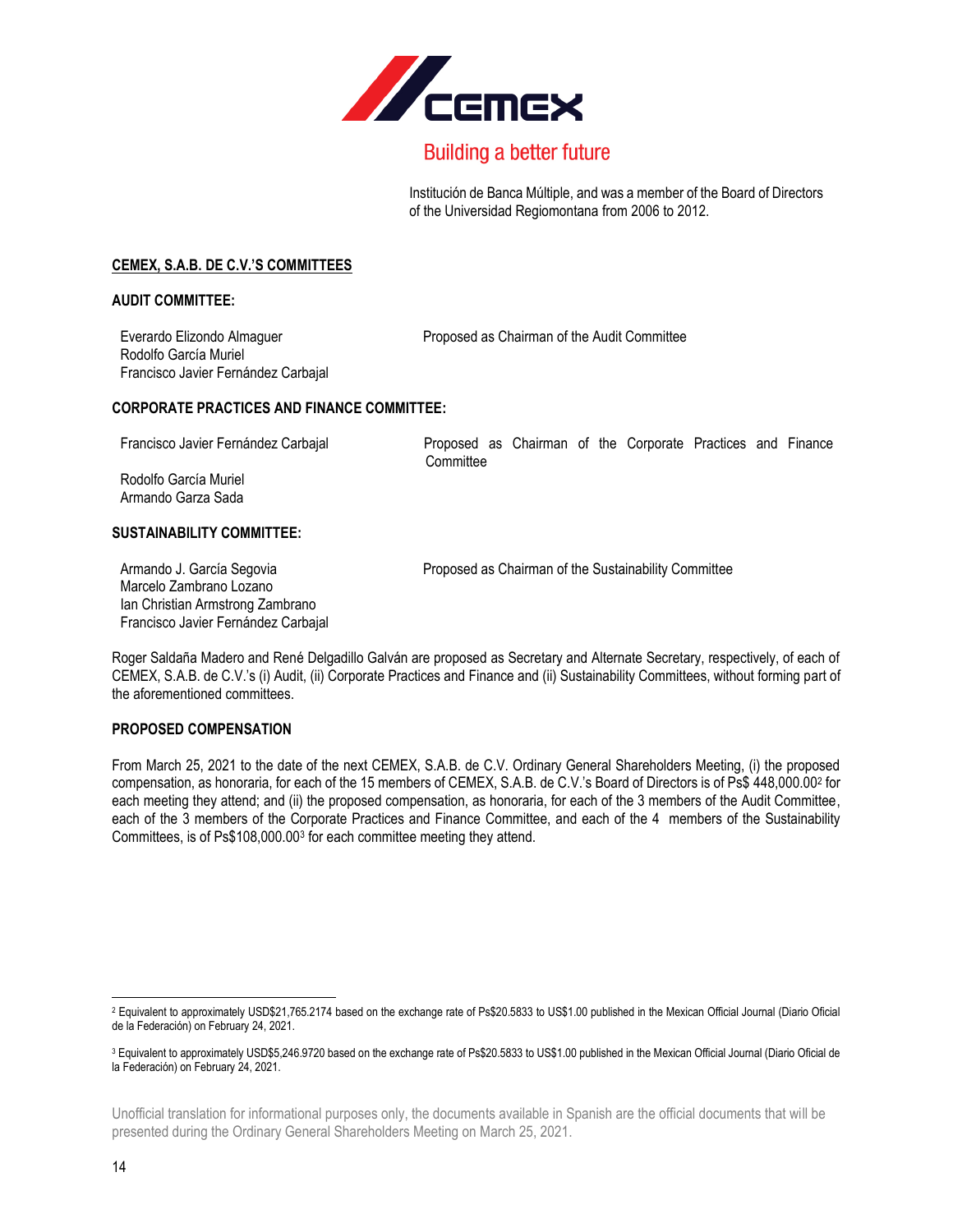Institución de Banca Múltiple, and was a member of the Board of Directors of the Universidad Regiomontana from 2006 to 2012.

## CEMEX, S.A.B. DE C.V.'S COMMITTEES

### AUDIT COMMITTEE:

| | |
|---|---|
| Everardo Elizondo Almaguer | Proposed as Chairman of the Audit Committee |
| Rodolfo García Muriel | |
| Francisco Javier Fernández Carbajal | |

### CORPORATE PRACTICES AND FINANCE COMMITTEE:

| | |
|---|---|
| Francisco Javier Fernández Carbajal | Proposed as Chairman of the Corporate Practices and Finance Committee |
| Rodolfo García Muriel | |
| Armando Garza Sada | |

### SUSTAINABILITY COMMITTEE:

| | |
|---|---|
| Armando J. García Segovia | Proposed as Chairman of the Sustainability Committee |
| Marcelo Zambrano Lozano | |
| Ian Christian Armstrong Zambrano | |
| Francisco Javier Fernández Carbajal | |

Roger Saldaña Madero and René Delgadillo Galván are proposed as Secretary and Alternate Secretary, respectively, of each of CEMEX, S.A.B. de C.V.'s (i) Audit, (ii) Corporate Practices and Finance and (ii) Sustainability Committees, without forming part of the aforementioned committees.

### PROPOSED COMPENSATION

From March 25, 2021 to the date of the next CEMEX, S.A.B. de C.V. Ordinary General Shareholders Meeting, (i) the proposed compensation, as honoraria, for each of the 15 members of CEMEX, S.A.B. de C.V.'s Board of Directors is of Ps$ 448,000.00[2] for each meeting they attend; and (ii) the proposed compensation, as honoraria, for each of the 3 members of the Audit Committee, each of the 3 members of the Corporate Practices and Finance Committee, and each of the 4 members of the Sustainability Committees, is of Ps$108,000.00[3] for each committee meeting they attend.

[2] Equivalent to approximately USD$21,765.2174 based on the exchange rate of Ps$20.5833 to US$1.00 published in the Mexican Official Journal (Diario Oficial de la Federación) on February 24, 2021.

[3] Equivalent to approximately USD$5,246.9720 based on the exchange rate of Ps$20.5833 to US$1.00 published in the Mexican Official Journal (Diario Oficial de la Federación) on February 24, 2021.